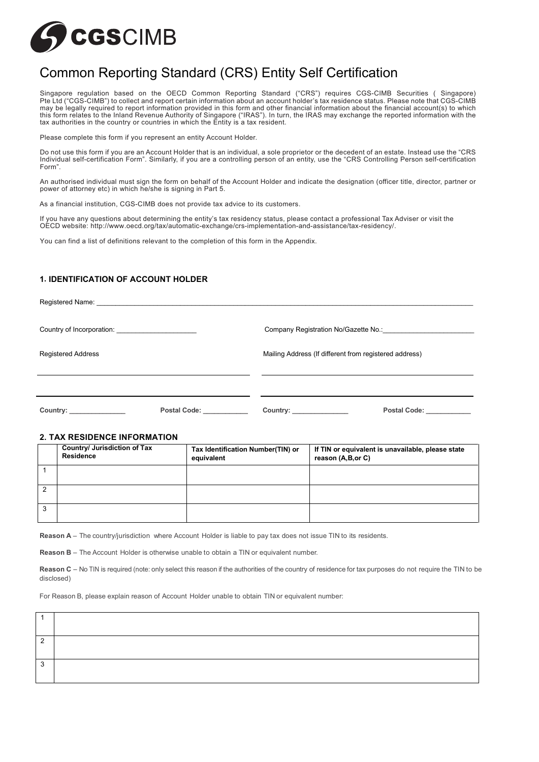CGSCIMB

# Common Reporting Standard (CRS) Entity Self Certification

Singapore regulation based on the OECD Common Reporting Standard ("CRS") requires CGS-CIMB Securities ( Singapore) Pte Ltd ("CGS-CIMB") to collect and report certain information about an account holder's tax residence status. Please note that CGS-CIMB may be legally required to report information provided in this form and other financial information about the financial account(s) to which this form relates to the Inland Revenue Authority of Singapore ("IRAS"). In turn, the IRAS may exchange the reported information with the tax authorities in the country or countries in which the Entity is a tax resident.

Please complete this form if you represent an entity Account Holder.

Do not use this form if you are an Account Holder that is an individual, a sole proprietor or the decedent of an estate. Instead use the "CRS Individual self-certification Form". Similarly, if you are a controlling person of an entity, use the "CRS Controlling Person self-certification Form".

An authorised individual must sign the form on behalf of the Account Holder and indicate the designation (officer title, director, partner or power of attorney etc) in which he/she is signing in Part 5.

As a financial institution, CGS-CIMB does not provide tax advice to its customers.

If you have any questions about determining the entity's tax residency status, please contact a professional Tax Adviser or visit the OECD website: http://www.oecd.org/tax/automatic-exchange/crs-implementation-and-assistance/tax-residency/.

You can find a list of definitions relevant to the completion of this form in the Appendix.

### 1. IDENTIFICATION OF ACCOUNT HOLDER

Registered Name: ____________________

Country of Incorporation: ____________________

Company Registration No/Gazette No.: ____________________

Registered Address

____________________

____________________

**Country:** ______________ **Postal Code:** ___________

Mailing Address (If different from registered address)

____________________

____________________

**Country:** ______________ **Postal Code:** ___________

### 2. TAX RESIDENCE INFORMATION

| | Country/ Jurisdiction of Tax Residence | Tax Identification Number(TIN) or equivalent | If TIN or equivalent is unavailable, please state reason (A,B,or C) |
|---|---|---|---|
| 1 | | | |
| 2 | | | |
| 3 | | | |

**Reason A** – The country/jurisdiction where Account Holder is liable to pay tax does not issue TIN to its residents.

**Reason B** – The Account Holder is otherwise unable to obtain a TIN or equivalent number.

**Reason C** – No TIN is required (note: only select this reason if the authorities of the country of residence for tax purposes do not require the TIN to be disclosed)

For Reason B, please explain reason of Account Holder unable to obtain TIN or equivalent number:

| | |
|---|---|
| 1 | |
| 2 | |
| 3 | |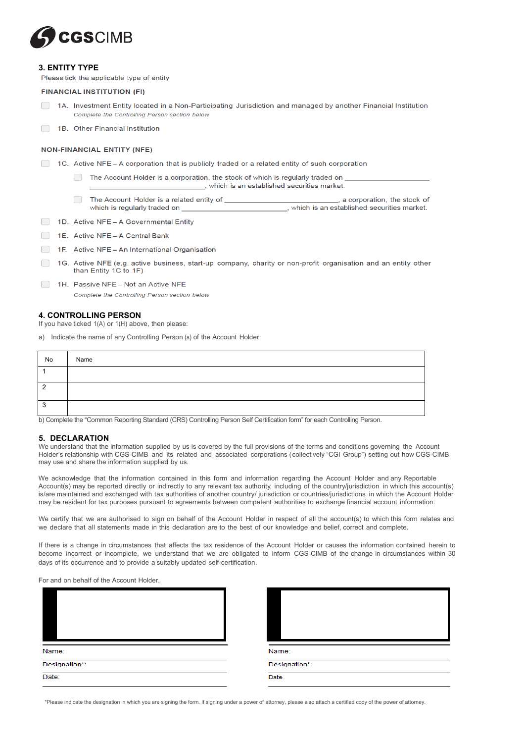## 3. ENTITY TYPE

Please tick the applicable type of entity

**FINANCIAL INSTITUTION (FI)**

- ☐ 1A. Investment Entity located in a Non-Participating Jurisdiction and managed by another Financial Institution
  *Complete the Controlling Person section below*
- ☐ 1B. Other Financial Institution

**NON-FINANCIAL ENTITY (NFE)**

- ☐ 1C. Active NFE – A corporation that is publicly traded or a related entity of such corporation
  - ☐ The Account Holder is a corporation, the stock of which is regularly traded on ______________________________, which is an established securities market.
  - ☐ The Account Holder is a related entity of ______________________________, a corporation, the stock of which is regularly traded on ______________________________, which is an established securities market.
- ☐ 1D. Active NFE – A Governmental Entity
- ☐ 1E. Active NFE – A Central Bank
- ☐ 1F. Active NFE – An International Organisation
- ☐ 1G. Active NFE (e.g. active business, start-up company, charity or non-profit organisation and an entity other than Entity 1C to 1F)
- ☐ 1H. Passive NFE – Not an Active NFE
  *Complete the Controlling Person section below*

## 4. CONTROLLING PERSON

If you have ticked 1(A) or 1(H) above, then please:

a) Indicate the name of any Controlling Person (s) of the Account Holder:

| No | Name |
|---|---|
| 1 | |
| 2 | |
| 3 | |

b) Complete the "Common Reporting Standard (CRS) Controlling Person Self Certification form" for each Controlling Person.

## 5. DECLARATION

We understand that the information supplied by us is covered by the full provisions of the terms and conditions governing the Account Holder's relationship with CGS-CIMB and its related and associated corporations (collectively "CGI Group") setting out how CGS-CIMB may use and share the information supplied by us.

We acknowledge that the information contained in this form and information regarding the Account Holder and any Reportable Account(s) may be reported directly or indirectly to any relevant tax authority, including of the country/jurisdiction in which this account(s) is/are maintained and exchanged with tax authorities of another country/ jurisdiction or countries/jurisdictions in which the Account Holder may be resident for tax purposes pursuant to agreements between competent authorities to exchange financial account information.

We certify that we are authorised to sign on behalf of the Account Holder in respect of all the account(s) to which this form relates and we declare that all statements made in this declaration are to the best of our knowledge and belief, correct and complete.

If there is a change in circumstances that affects the tax residence of the Account Holder or causes the information contained herein to become incorrect or incomplete, we understand that we are obligated to inform CGS-CIMB of the change in circumstances within 30 days of its occurrence and to provide a suitably updated self-certification.

For and on behalf of the Account Holder,

| | |
|---|---|
| Name: | Name: |
| Designation*: | Designation*: |
| Date: | Date: |

*Please indicate the designation in which you are signing the form. If signing under a power of attorney, please also attach a certified copy of the power of attorney.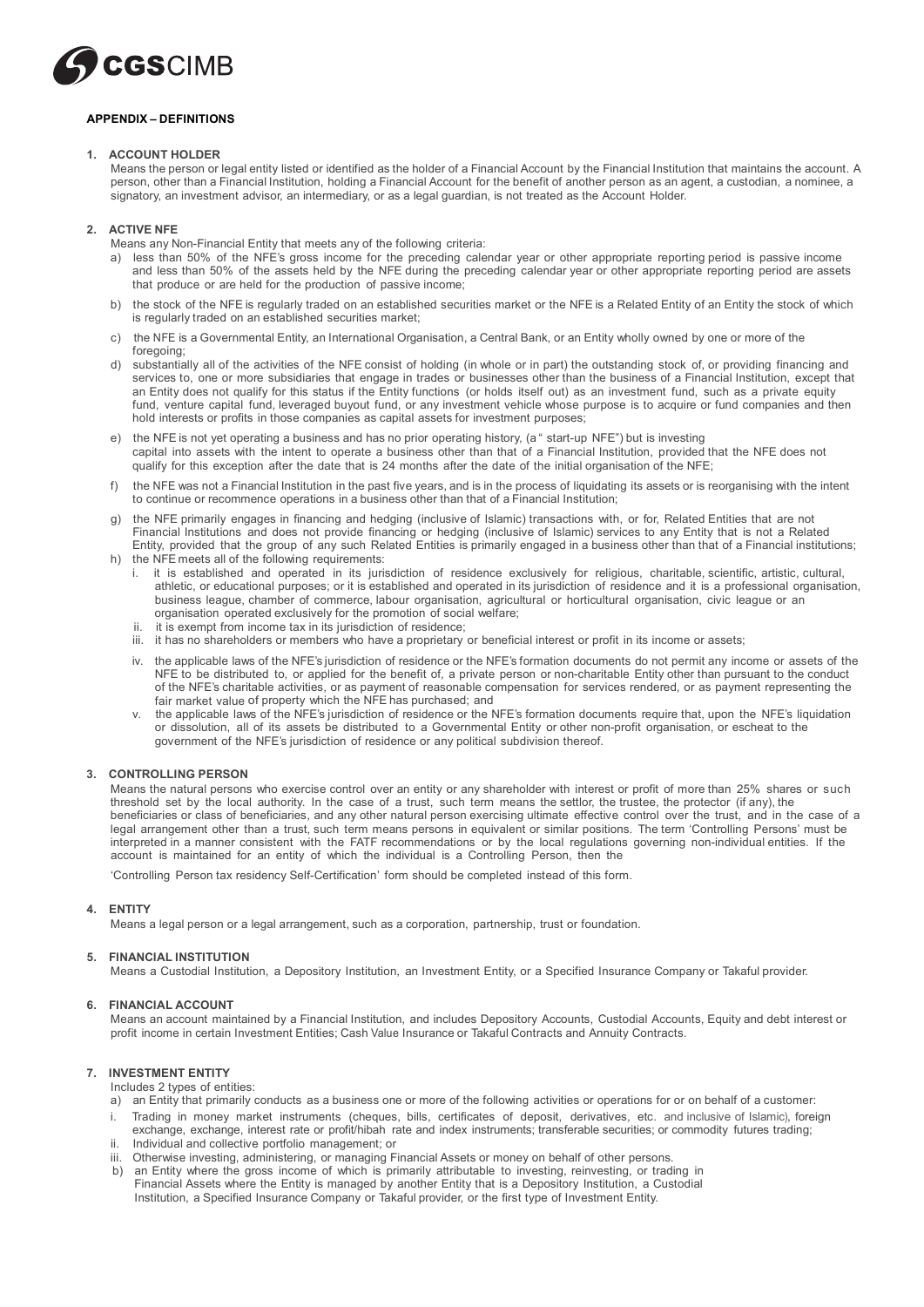CGSCIMB

**APPENDIX – DEFINITIONS**

**1. ACCOUNT HOLDER**

Means the person or legal entity listed or identified as the holder of a Financial Account by the Financial Institution that maintains the account. A person, other than a Financial Institution, holding a Financial Account for the benefit of another person as an agent, a custodian, a nominee, a signatory, an investment advisor, an intermediary, or as a legal guardian, is not treated as the Account Holder.

**2. ACTIVE NFE**

Means any Non-Financial Entity that meets any of the following criteria:

a) less than 50% of the NFE's gross income for the preceding calendar year or other appropriate reporting period is passive income and less than 50% of the assets held by the NFE during the preceding calendar year or other appropriate reporting period are assets that produce or are held for the production of passive income;

b) the stock of the NFE is regularly traded on an established securities market or the NFE is a Related Entity of an Entity the stock of which is regularly traded on an established securities market;

c) the NFE is a Governmental Entity, an International Organisation, a Central Bank, or an Entity wholly owned by one or more of the foregoing;

d) substantially all of the activities of the NFE consist of holding (in whole or in part) the outstanding stock of, or providing financing and services to, one or more subsidiaries that engage in trades or businesses other than the business of a Financial Institution, except that an Entity does not qualify for this status if the Entity functions (or holds itself out) as an investment fund, such as a private equity fund, venture capital fund, leveraged buyout fund, or any investment vehicle whose purpose is to acquire or fund companies and then hold interests or profits in those companies as capital assets for investment purposes;

e) the NFE is not yet operating a business and has no prior operating history, (a " start-up NFE") but is investing capital into assets with the intent to operate a business other than that of a Financial Institution, provided that the NFE does not qualify for this exception after the date that is 24 months after the date of the initial organisation of the NFE;

f) the NFE was not a Financial Institution in the past five years, and is in the process of liquidating its assets or is reorganising with the intent to continue or recommence operations in a business other than that of a Financial Institution;

g) the NFE primarily engages in financing and hedging (inclusive of Islamic) transactions with, or for, Related Entities that are not Financial Institutions and does not provide financing or hedging (inclusive of Islamic) services to any Entity that is not a Related Entity, provided that the group of any such Related Entities is primarily engaged in a business other than that of a Financial institutions;

h) the NFE meets all of the following requirements:

   i. it is established and operated in its jurisdiction of residence exclusively for religious, charitable, scientific, artistic, cultural, athletic, or educational purposes; or it is established and operated in its jurisdiction of residence and it is a professional organisation, business league, chamber of commerce, labour organisation, agricultural or horticultural organisation, civic league or an organisation operated exclusively for the promotion of social welfare;

   ii. it is exempt from income tax in its jurisdiction of residence;

   iii. it has no shareholders or members who have a proprietary or beneficial interest or profit in its income or assets;

   iv. the applicable laws of the NFE's jurisdiction of residence or the NFE's formation documents do not permit any income or assets of the NFE to be distributed to, or applied for the benefit of, a private person or non-charitable Entity other than pursuant to the conduct of the NFE's charitable activities, or as payment of reasonable compensation for services rendered, or as payment representing the fair market value of property which the NFE has purchased; and

   v. the applicable laws of the NFE's jurisdiction of residence or the NFE's formation documents require that, upon the NFE's liquidation or dissolution, all of its assets be distributed to a Governmental Entity or other non-profit organisation, or escheat to the government of the NFE's jurisdiction of residence or any political subdivision thereof.

**3. CONTROLLING PERSON**

Means the natural persons who exercise control over an entity or any shareholder with interest or profit of more than 25% shares or such threshold set by the local authority. In the case of a trust, such term means the settlor, the trustee, the protector (if any), the beneficiaries or class of beneficiaries, and any other natural person exercising ultimate effective control over the trust, and in the case of a legal arrangement other than a trust, such term means persons in equivalent or similar positions. The term 'Controlling Persons' must be interpreted in a manner consistent with the FATF recommendations or by the local regulations governing non-individual entities. If the account is maintained for an entity of which the individual is a Controlling Person, then the

'Controlling Person tax residency Self-Certification' form should be completed instead of this form.

**4. ENTITY**

Means a legal person or a legal arrangement, such as a corporation, partnership, trust or foundation.

**5. FINANCIAL INSTITUTION**

Means a Custodial Institution, a Depository Institution, an Investment Entity, or a Specified Insurance Company or Takaful provider.

**6. FINANCIAL ACCOUNT**

Means an account maintained by a Financial Institution, and includes Depository Accounts, Custodial Accounts, Equity and debt interest or profit income in certain Investment Entities; Cash Value Insurance or Takaful Contracts and Annuity Contracts.

**7. INVESTMENT ENTITY**

Includes 2 types of entities:

a) an Entity that primarily conducts as a business one or more of the following activities or operations for or on behalf of a customer:

   i. Trading in money market instruments (cheques, bills, certificates of deposit, derivatives, etc. and inclusive of Islamic), foreign exchange, exchange, interest rate or profit/hibah rate and index instruments; transferable securities; or commodity futures trading;

   ii. Individual and collective portfolio management; or

   iii. Otherwise investing, administering, or managing Financial Assets or money on behalf of other persons.

b) an Entity where the gross income of which is primarily attributable to investing, reinvesting, or trading in Financial Assets where the Entity is managed by another Entity that is a Depository Institution, a Custodial Institution, a Specified Insurance Company or Takaful provider, or the first type of Investment Entity.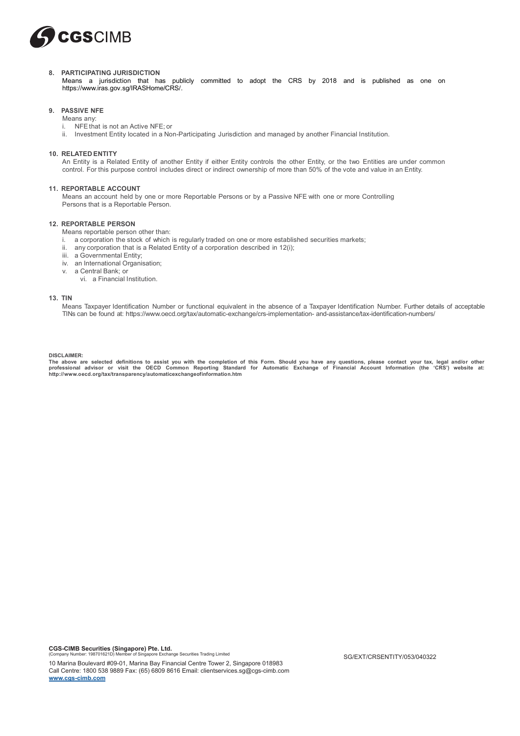**8. PARTICIPATING JURISDICTION**

Means a jurisdiction that has publicly committed to adopt the CRS by 2018 and is published as one on https://www.iras.gov.sg/IRASHome/CRS/.

**9. PASSIVE NFE**

Means any:

i. NFE that is not an Active NFE; or
ii. Investment Entity located in a Non-Participating Jurisdiction and managed by another Financial Institution.

**10. RELATED ENTITY**

An Entity is a Related Entity of another Entity if either Entity controls the other Entity, or the two Entities are under common control. For this purpose control includes direct or indirect ownership of more than 50% of the vote and value in an Entity.

**11. REPORTABLE ACCOUNT**

Means an account held by one or more Reportable Persons or by a Passive NFE with one or more Controlling Persons that is a Reportable Person.

**12. REPORTABLE PERSON**

Means reportable person other than:

i. a corporation the stock of which is regularly traded on one or more established securities markets;
ii. any corporation that is a Related Entity of a corporation described in 12(i);
iii. a Governmental Entity;
iv. an International Organisation;
v. a Central Bank; or
vi. a Financial Institution.

**13. TIN**

Means Taxpayer Identification Number or functional equivalent in the absence of a Taxpayer Identification Number. Further details of acceptable TINs can be found at: https://www.oecd.org/tax/automatic-exchange/crs-implementation- and-assistance/tax-identification-numbers/

**DISCLAIMER:**

**The above are selected definitions to assist you with the completion of this Form. Should you have any questions, please contact your tax, legal and/or other professional advisor or visit the OECD Common Reporting Standard for Automatic Exchange of Financial Account Information (the 'CRS') website at: http://www.oecd.org/tax/transparency/automaticexchangeofinformation.htm**

**CGS-CIMB Securities (Singapore) Pte. Ltd.**
(Company Number: 198701621D) Member of Singapore Exchange Securities Trading Limited

10 Marina Boulevard #09-01, Marina Bay Financial Centre Tower 2, Singapore 018983
Call Centre: 1800 538 9889 Fax: (65) 6809 8616 Email: clientservices.sg@cgs-cimb.com
www.cgs-cimb.com

SG/EXT/CRSENTITY/053/040322